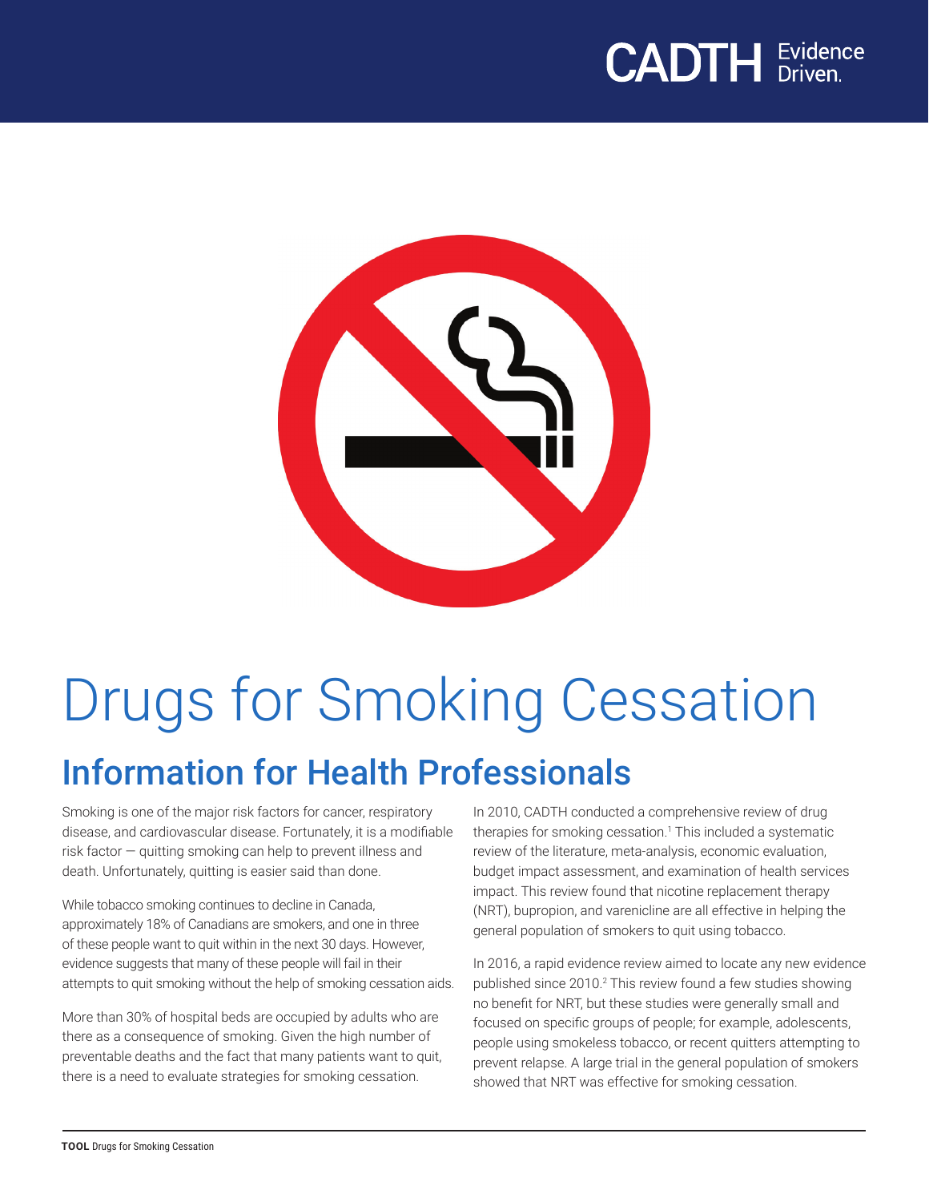# Drugs for Smoking Cessation

## Information for Health Professionals

Smoking is one of the major risk factors for cancer, respiratory disease, and cardiovascular disease. Fortunately, it is a modifiable risk factor — quitting smoking can help to prevent illness and death. Unfortunately, quitting is easier said than done.

While tobacco smoking continues to decline in Canada, approximately 18% of Canadians are smokers, and one in three of these people want to quit within in the next 30 days. However, evidence suggests that many of these people will fail in their attempts to quit smoking without the help of smoking cessation aids.

More than 30% of hospital beds are occupied by adults who are there as a consequence of smoking. Given the high number of preventable deaths and the fact that many patients want to quit, there is a need to evaluate strategies for smoking cessation.

In 2010, CADTH conducted a comprehensive review of drug therapies for smoking cessation.[1] This included a systematic review of the literature, meta-analysis, economic evaluation, budget impact assessment, and examination of health services impact. This review found that nicotine replacement therapy (NRT), bupropion, and varenicline are all effective in helping the general population of smokers to quit using tobacco.

In 2016, a rapid evidence review aimed to locate any new evidence published since 2010.[2] This review found a few studies showing no benefit for NRT, but these studies were generally small and focused on specific groups of people; for example, adolescents, people using smokeless tobacco, or recent quitters attempting to prevent relapse. A large trial in the general population of smokers showed that NRT was effective for smoking cessation.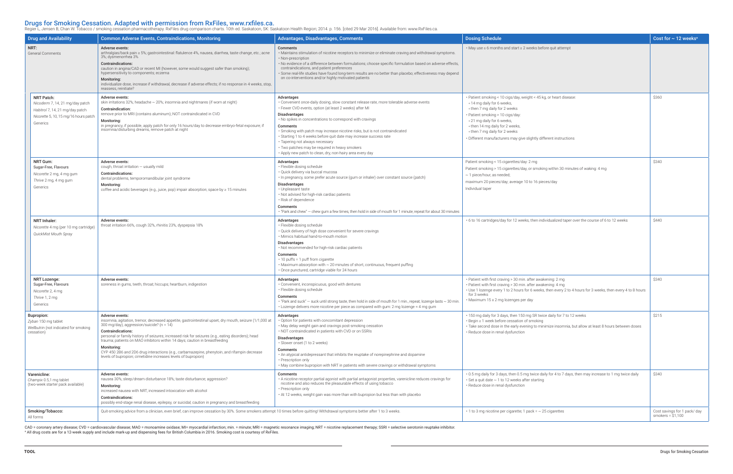## Drugs for Smoking Cessation. Adapted with permission from RxFiles, www.rxfiles.ca.

Regier L, Jensen B, Chan W. Tobacco / smoking cessation pharmacotherapy. RxFiles drug comparison charts. 10th ed. Saskatoon, SK: Saskatoon Health Region; 2014. p. 156. [cited 29 Mar 2016]. Available from: www.RxFiles.ca.

| Drug and Availability | Common Adverse Events, Contraindications, Monitoring | Advantages, Disadvantages, Comments | Dosing Schedule | Cost for ~ 12 weeks[a] |
|---|---|---|---|---|
| **NRT:** General Comments | **Adverse events:** arthralgias/back pain ≥ 5%; gastrointestinal: flatulence 4%, nausea, diarrhea, taste change, etc.; acne 3%; dysmenorrhea 3% **Contraindications:** caution in angina/CAD or recent MI (however, some would suggest safer than smoking); hypersensitivity to components; eczema **Monitoring:** individualize dose, increase if withdrawal, decrease if adverse effects; if no response in 4 weeks, stop, reassess, reinitiate? | **Comments** • Maintains stimulation of nicotine receptors to minimize or eliminate craving and withdrawal symptoms. • Non-prescription • No evidence of a difference between formulations; choose specific formulation based on adverse effects, contraindications, and patient preferences • Some real-life studies have found long-term results are no better than placebo; effectiveness may depend on co-interventions and/or highly motivated patients | • May use ≤ 6 months and start ≥ 2 weeks before quit attempt | |
| **NRT Patch:** *Nicoderm* 7, 14, 21 mg/day patch *Habitrol* 7, 14, 21 mg/day patch *Nicorette* 5, 10, 15 mg/16 hours patch Generics | **Adverse events:** skin irritations 32%; headache ~ 20%; insomnia and nightmares (if worn at night) **Contraindication:** remove prior to MRI (contains aluminum); NOT contraindicated in CVD **Monitoring:** in pregnancy, if possible, apply patch for only 16 hours/day to decrease embryo-fetal exposure; if insomnia/disturbing dreams, remove patch at night | **Advantages** • Convenient once-daily dosing, slow constant release rate, more tolerable adverse events • Fewer CVD events; option (at least 2 weeks) after MI **Disadvantages** • No spikes in concentrations to correspond with cravings **Comments** • Smoking with patch may increase nicotine risks, but is not contraindicated • Starting 1 to 4 weeks before quit date may increase success rate • Tapering not always necessary • Two patches may be required in heavy smokers • Apply new patch to clean, dry, non-hairy area every day | • Patient smoking < 10 cigs/day, weight < 45 kg, or heart disease: ◦ 14 mg daily for 6 weeks, ◦ then 7 mg daily for 2 weeks • Patient smoking > 10 cigs/day: ◦ 21 mg daily for 6 weeks, ◦ then 14 mg daily for 2 weeks, ◦ then 7 mg daily for 2 weeks • Different manufacturers may give slightly different instructions | $360 |
| **NRT Gum:** Sugar-Free, Flavours *Nicorette* 2 mg, 4 mg gum *Thrive* 2 mg, 4 mg gum Generics | **Adverse events:** cough, throat irritation — usually mild **Contraindications:** dental problems, temporomandibular joint syndrome **Monitoring:** coffee and acidic beverages (e.g., juice, pop) impair absorption; space by ≥ 15 minutes | **Advantages** • Flexible dosing schedule • Quick delivery via buccal mucosa • In pregnancy, some prefer acute source (gum or inhaler) over constant source (patch) **Disadvantages** • Unpleasant taste • Not advised for high-risk cardiac patients • Risk of dependence **Comments** • "Park and chew" — chew gum a few times, then hold in side of mouth for 1 minute; repeat for about 30 minutes | Patient smoking < 15 cigarettes/day: 2 mg Patient smoking > 15 cigarettes/day, or smoking within 30 minutes of waking: 4 mg ~ 1 piece/hour, as needed; maximum 20 pieces/day; average 10 to 16 pieces/day Individual taper | $340 |
| **NRT Inhaler:** *Nicorette* 4 mg (per 10 mg cartridge) *QuickMist Mouth Spray* | **Adverse events:** throat irritation 66%, cough 32%, rhinitis 23%, dyspepsia 18% | **Advantages** • Flexible dosing schedule • Quick delivery of high dose convenient for severe cravings • Mimics habitual hand-to-mouth motion **Disadvantages** • Not recommended for high-risk cardiac patients **Comments** • 10 puffs = 1 puff from cigarette • Maximum absorption with ~ 20 minutes of short, continuous, frequent puffing • Once punctured, cartridge viable for 24 hours | • 6 to 16 cartridges/day for 12 weeks, then individualized taper over the course of 6 to 12 weeks | $440 |
| **NRT Lozenge:** Sugar-Free, Flavours *Nicorette* 2, 4 mg *Thrive* 1, 2 mg Generics | **Adverse events:** soreness in gums, teeth, throat; hiccups; heartburn, indigestion | **Advantages** • Convenient, inconspicuous, good with dentures • Flexible dosing schedule **Comments** • "Park and suck" — suck until strong taste, then hold in side of mouth for 1 min., repeat; lozenge lasts ~ 30 min. • Lozenge delivers more nicotine per piece as compared with gum: 2 mg lozenge = 4 mg gum | • Patient with first craving > 30 min. after awakening: 2 mg • Patient with first craving > 30 min. after awakening: 4 mg • Use 1 lozenge every 1 to 2 hours for 6 weeks, then every 2 to 4 hours for 3 weeks, then every 4 to 8 hours for 3 weeks • Maximum 15 x 2 mg lozenges per day | $340 |
| **Bupropion:** *Zyban* 150 mg tablet *Wellbutrin* (not indicated for smoking cessation) | **Adverse events:** insomnia, agitation, tremor, decreased appetite, gastrointestinal upset, dry mouth, seizure (1/1,000 at 300 mg/day), aggression/suicide? (n = 14) **Contraindications:** personal or family history of seizures; increased risk for seizures (e.g., eating disorders); head trauma; patients on MAO inhibitors within 14 days; caution in breastfeeding **Monitoring:** CYP 450 2B6 and 2D6 drug interactions (e.g., carbamazepine, phenytoin, and rifampin decrease levels of bupropion; cimetidine increases levels of bupropion) | **Advantages** • Option for patients with concomitant depression • May delay weight gain and cravings post-smoking cessation • NOT contraindicated in patients with CVD or on SSRIs **Disadvantages** • Slower onset (1 to 2 weeks) **Comments** • An atypical antidepressant that inhibits the reuptake of norepinephrine and dopamine • Prescription only • May combine bupropion with NRT in patients with severe cravings or withdrawal symptoms | • 150 mg daily for 3 days, then 150 mg SR twice daily for 7 to 12 weeks • Begin ≥ 1 week before cessation of smoking • Take second dose in the early evening to minimize insomnia, but allow at least 8 hours between doses • Reduce dose in renal dysfunction | $215 |
| **Varenicline:** *Champix* 0.5,1 mg tablet (two-week starter pack available) | **Adverse events:** nausea 30%; sleep/dream disturbance 18%; taste disturbance; aggression? **Monitoring:** increased nausea with NRT, increased intoxication with alcohol **Contraindications:** possibly end-stage renal disease, epilepsy, or suicidal; caution in pregnancy and breastfeeding | **Comments** • A nicotine receptor partial agonist with partial antagonist properties, varenicline reduces cravings for nicotine and also reduces the pleasurable effects of using tobacco • Prescription only • At 12 weeks, weight gain was more than with bupropion but less than with placebo | • 0.5 mg daily for 3 days, then 0.5 mg twice daily for 4 to 7 days, then may increase to 1 mg twice daily • Set a quit date ~ 1 to 12 weeks after starting • Reduce dose in renal dysfunction | $340 |
| **Smoking/Tobacco:** All forms | Quit-smoking advice from a clinician, even brief, can improve cessation by 30%. Some smokers attempt 10 times before quitting! Withdrawal symptoms better after 1 to 3 weeks. | | • 1 to 3 mg nicotine per cigarette; 1 pack = ~ 25 cigarettes | Cost savings for 1 pack/ day smokers = $1,100 |

CAD = coronary artery disease; CVD = cardiovascular disease; MAO = monoamine oxidase; MI= myocardial infarction; min. = minute; MRI = magnetic resonance imaging; NRT = nicotine replacement therapy; SSRI = selective serotonin reuptake inhibitor.

[a] All drug costs are for a 12-week supply and include mark-up and dispensing fees for British Columbia in 2016. Smoking cost is courtesy of RxFiles.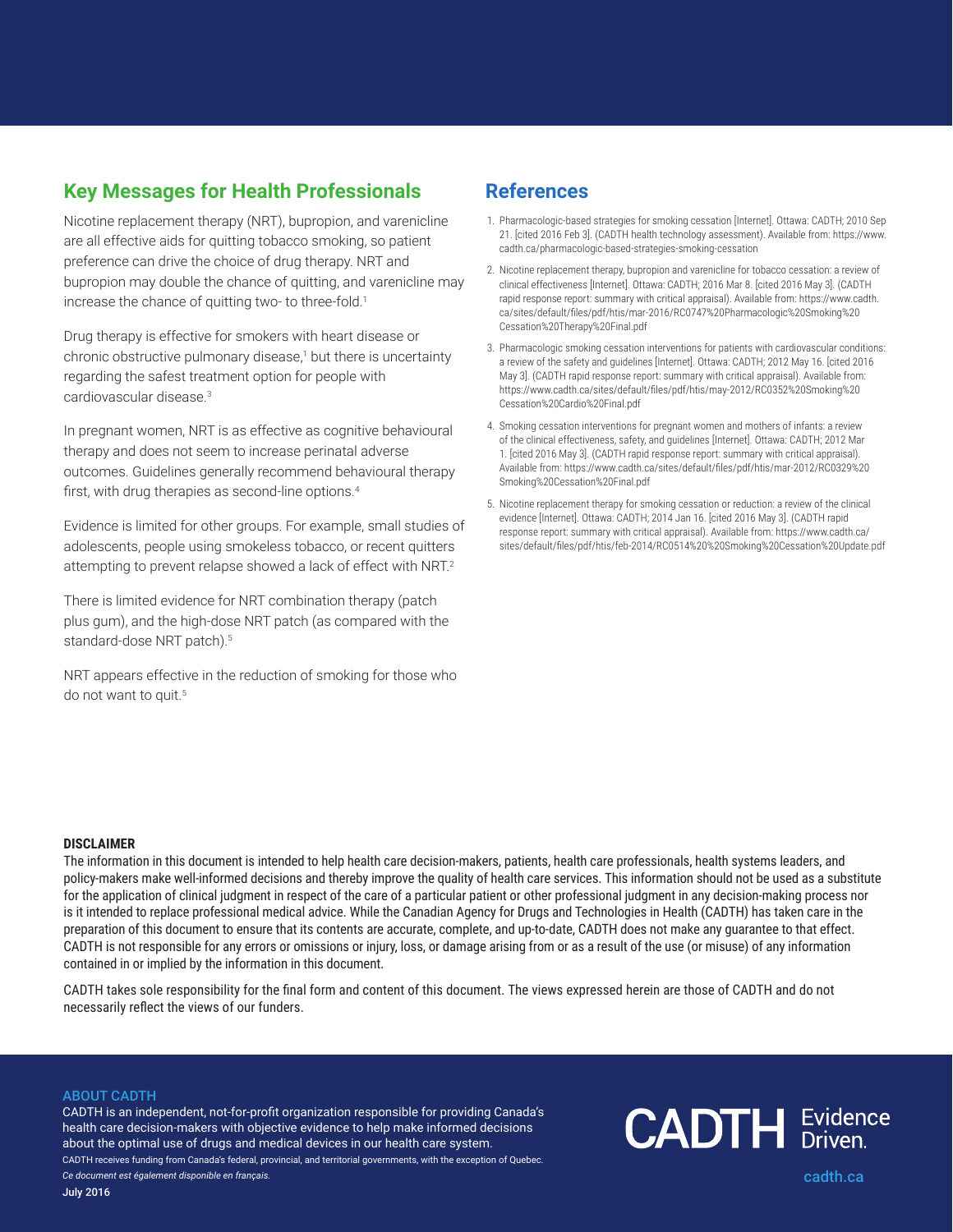## Key Messages for Health Professionals

Nicotine replacement therapy (NRT), bupropion, and varenicline are all effective aids for quitting tobacco smoking, so patient preference can drive the choice of drug therapy. NRT and bupropion may double the chance of quitting, and varenicline may increase the chance of quitting two- to three-fold.[1]

Drug therapy is effective for smokers with heart disease or chronic obstructive pulmonary disease,[1] but there is uncertainty regarding the safest treatment option for people with cardiovascular disease.[3]

In pregnant women, NRT is as effective as cognitive behavioural therapy and does not seem to increase perinatal adverse outcomes. Guidelines generally recommend behavioural therapy first, with drug therapies as second-line options.[4]

Evidence is limited for other groups. For example, small studies of adolescents, people using smokeless tobacco, or recent quitters attempting to prevent relapse showed a lack of effect with NRT.[2]

There is limited evidence for NRT combination therapy (patch plus gum), and the high-dose NRT patch (as compared with the standard-dose NRT patch).[5]

NRT appears effective in the reduction of smoking for those who do not want to quit.[5]

## References

1. Pharmacologic-based strategies for smoking cessation [Internet]. Ottawa: CADTH; 2010 Sep 21. [cited 2016 Feb 3]. (CADTH health technology assessment). Available from: https://www.cadth.ca/pharmacologic-based-strategies-smoking-cessation
2. Nicotine replacement therapy, bupropion and varenicline for tobacco cessation: a review of clinical effectiveness [Internet]. Ottawa: CADTH; 2016 Mar 8. [cited 2016 May 3]. (CADTH rapid response report: summary with critical appraisal). Available from: https://www.cadth.ca/sites/default/files/pdf/htis/mar-2016/RC0747%20Pharmacologic%20Smoking%20Cessation%20Therapy%20Final.pdf
3. Pharmacologic smoking cessation interventions for patients with cardiovascular conditions: a review of the safety and guidelines [Internet]. Ottawa: CADTH; 2012 May 16. [cited 2016 May 3]. (CADTH rapid response report: summary with critical appraisal). Available from: https://www.cadth.ca/sites/default/files/pdf/htis/may-2012/RC0352%20Smoking%20Cessation%20Cardio%20Final.pdf
4. Smoking cessation interventions for pregnant women and mothers of infants: a review of the clinical effectiveness, safety, and guidelines [Internet]. Ottawa: CADTH; 2012 Mar 1. [cited 2016 May 3]. (CADTH rapid response report: summary with critical appraisal). Available from: https://www.cadth.ca/sites/default/files/pdf/htis/mar-2012/RC0329%20Smoking%20Cessation%20Final.pdf
5. Nicotine replacement therapy for smoking cessation or reduction: a review of the clinical evidence [Internet]. Ottawa: CADTH; 2014 Jan 16. [cited 2016 May 3]. (CADTH rapid response report: summary with critical appraisal). Available from: https://www.cadth.ca/sites/default/files/pdf/htis/feb-2014/RC0514%20%20Smoking%20Cessation%20Update.pdf

**DISCLAIMER**

The information in this document is intended to help health care decision-makers, patients, health care professionals, health systems leaders, and policy-makers make well-informed decisions and thereby improve the quality of health care services. This information should not be used as a substitute for the application of clinical judgment in respect of the care of a particular patient or other professional judgment in any decision-making process nor is it intended to replace professional medical advice. While the Canadian Agency for Drugs and Technologies in Health (CADTH) has taken care in the preparation of this document to ensure that its contents are accurate, complete, and up-to-date, CADTH does not make any guarantee to that effect. CADTH is not responsible for any errors or omissions or injury, loss, or damage arising from or as a result of the use (or misuse) of any information contained in or implied by the information in this document.

CADTH takes sole responsibility for the final form and content of this document. The views expressed herein are those of CADTH and do not necessarily reflect the views of our funders.

ABOUT CADTH

CADTH is an independent, not-for-profit organization responsible for providing Canada's health care decision-makers with objective evidence to help make informed decisions about the optimal use of drugs and medical devices in our health care system.

CADTH receives funding from Canada's federal, provincial, and territorial governments, with the exception of Quebec.

*Ce document est également disponible en français.*

July 2016

CADTH Evidence Driven.

cadth.ca